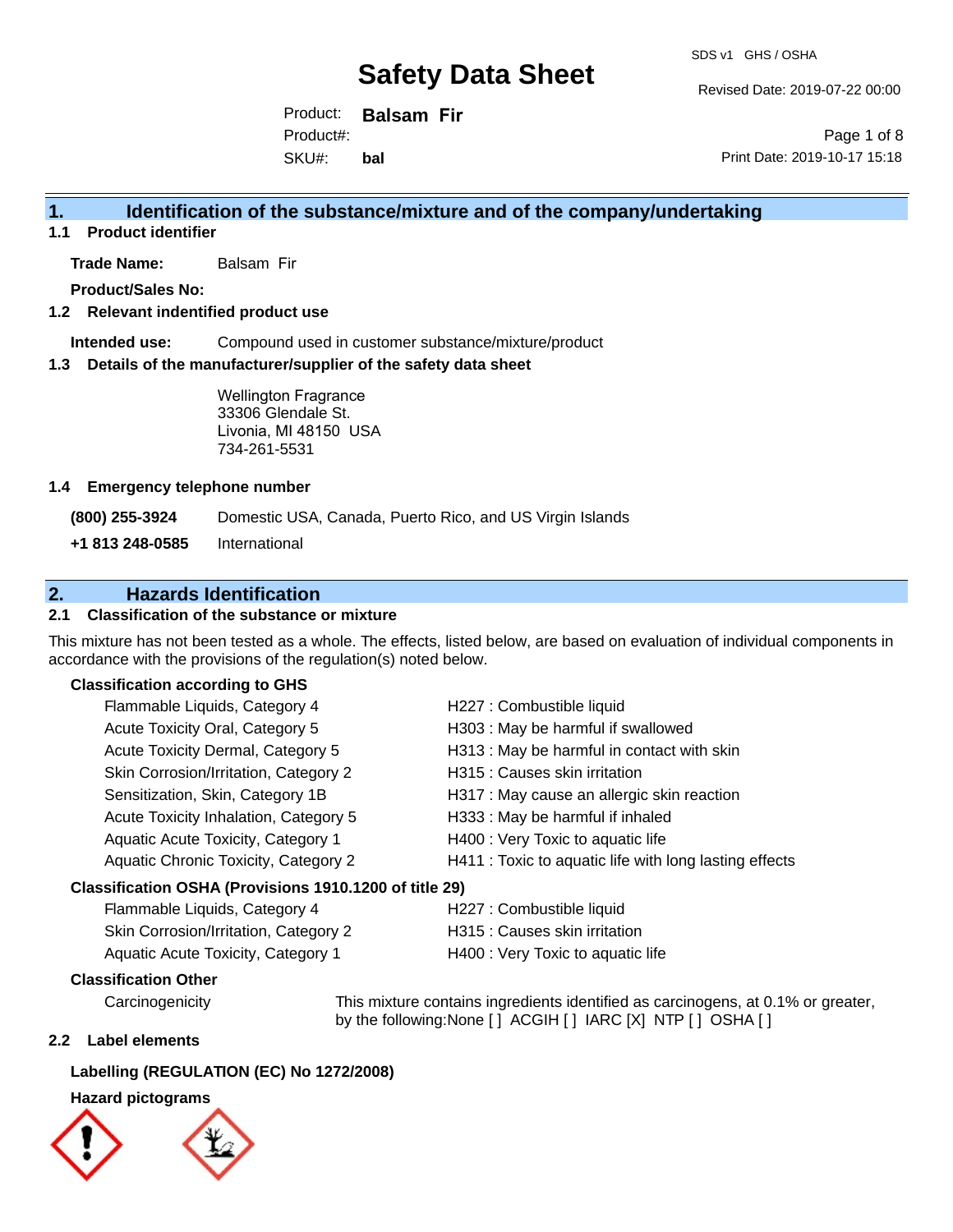# Safety Data Sheet

SDS v1 GHS / OSHA

Revised Date: 2019-07-22 00:00

Product: **Balsam Fir**

Product#:

SKU#: **bal**

Print Date: 2019-10-17 15:18

## 1. Identification of the substance/mixture and of the company/undertaking

### 1.1 Product identifier

**Trade Name:** Balsam Fir

**Product/Sales No:**

### 1.2 Relevant indentified product use

**Intended use:** Compound used in customer substance/mixture/product

### 1.3 Details of the manufacturer/supplier of the safety data sheet

Wellington Fragrance
33306 Glendale St.
Livonia, MI 48150 USA
734-261-5531

### 1.4 Emergency telephone number

| | |
|---|---|
| **(800) 255-3924** | Domestic USA, Canada, Puerto Rico, and US Virgin Islands |
| **+1 813 248-0585** | International |

## 2. Hazards Identification

### 2.1 Classification of the substance or mixture

This mixture has not been tested as a whole. The effects, listed below, are based on evaluation of individual components in accordance with the provisions of the regulation(s) noted below.

**Classification according to GHS**

| | |
|---|---|
| Flammable Liquids, Category 4 | H227 : Combustible liquid |
| Acute Toxicity Oral, Category 5 | H303 : May be harmful if swallowed |
| Acute Toxicity Dermal, Category 5 | H313 : May be harmful in contact with skin |
| Skin Corrosion/Irritation, Category 2 | H315 : Causes skin irritation |
| Sensitization, Skin, Category 1B | H317 : May cause an allergic skin reaction |
| Acute Toxicity Inhalation, Category 5 | H333 : May be harmful if inhaled |
| Aquatic Acute Toxicity, Category 1 | H400 : Very Toxic to aquatic life |
| Aquatic Chronic Toxicity, Category 2 | H411 : Toxic to aquatic life with long lasting effects |

**Classification OSHA (Provisions 1910.1200 of title 29)**

| | |
|---|---|
| Flammable Liquids, Category 4 | H227 : Combustible liquid |
| Skin Corrosion/Irritation, Category 2 | H315 : Causes skin irritation |
| Aquatic Acute Toxicity, Category 1 | H400 : Very Toxic to aquatic life |

**Classification Other**

Carcinogenicity: This mixture contains ingredients identified as carcinogens, at 0.1% or greater, by the following:None [ ] ACGIH [ ] IARC [X] NTP [ ] OSHA [ ]

### 2.2 Label elements

**Labelling (REGULATION (EC) No 1272/2008)**

**Hazard pictograms**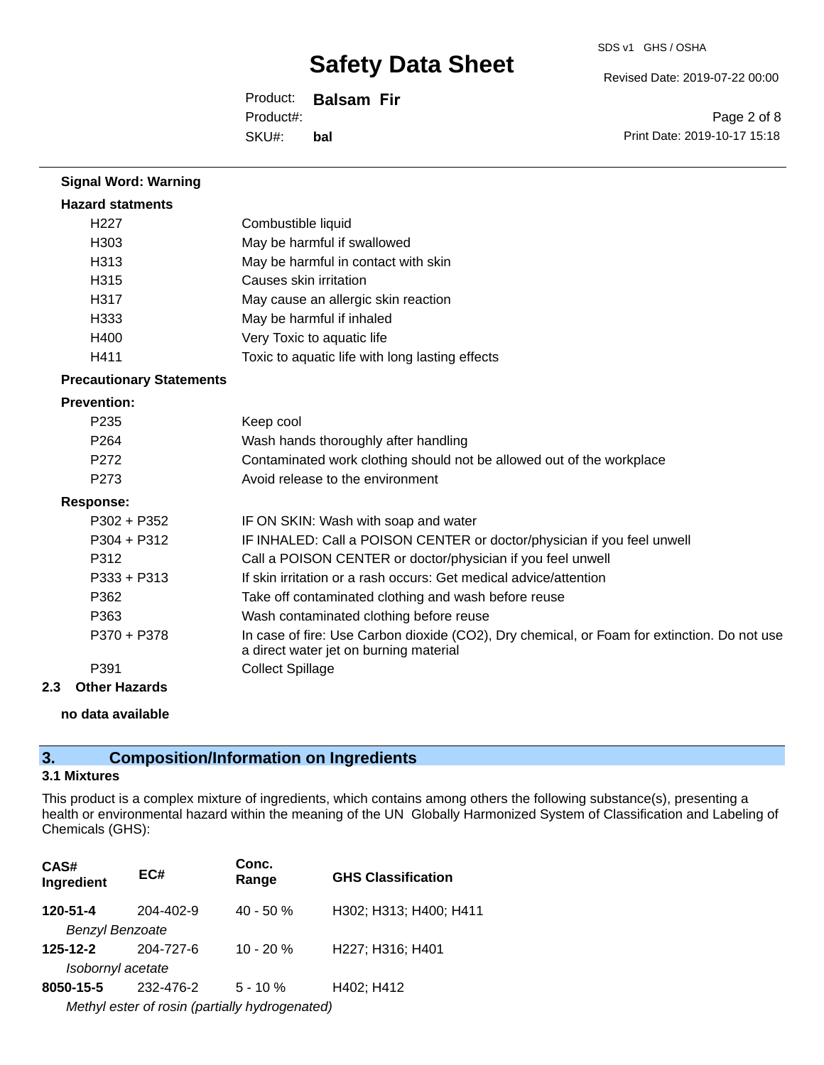**Signal Word: Warning**

**Hazard statments**

| | |
|---|---|
| H227 | Combustible liquid |
| H303 | May be harmful if swallowed |
| H313 | May be harmful in contact with skin |
| H315 | Causes skin irritation |
| H317 | May cause an allergic skin reaction |
| H333 | May be harmful if inhaled |
| H400 | Very Toxic to aquatic life |
| H411 | Toxic to aquatic life with long lasting effects |

**Precautionary Statements**

**Prevention:**

| | |
|---|---|
| P235 | Keep cool |
| P264 | Wash hands thoroughly after handling |
| P272 | Contaminated work clothing should not be allowed out of the workplace |
| P273 | Avoid release to the environment |

**Response:**

| | |
|---|---|
| P302 + P352 | IF ON SKIN: Wash with soap and water |
| P304 + P312 | IF INHALED: Call a POISON CENTER or doctor/physician if you feel unwell |
| P312 | Call a POISON CENTER or doctor/physician if you feel unwell |
| P333 + P313 | If skin irritation or a rash occurs: Get medical advice/attention |
| P362 | Take off contaminated clothing and wash before reuse |
| P363 | Wash contaminated clothing before reuse |
| P370 + P378 | In case of fire: Use Carbon dioxide ($CO_2$), Dry chemical, or Foam for extinction. Do not use a direct water jet on burning material |
| P391 | Collect Spillage |

**2.3 Other Hazards**

**no data available**

## 3. Composition/Information on Ingredients

### 3.1 Mixtures

This product is a complex mixture of ingredients, which contains among others the following substance(s), presenting a health or environmental hazard within the meaning of the UN Globally Harmonized System of Classification and Labeling of Chemicals (GHS):

| CAS# Ingredient | EC# | Conc. Range | GHS Classification |
|---|---|---|---|
| **120-51-4** *Benzyl Benzoate* | 204-402-9 | 40 - 50 % | H302; H313; H400; H411 |
| **125-12-2** *Isobornyl acetate* | 204-727-6 | 10 - 20 % | H227; H316; H401 |
| **8050-15-5** *Methyl ester of rosin (partially hydrogenated)* | 232-476-2 | 5 - 10 % | H402; H412 |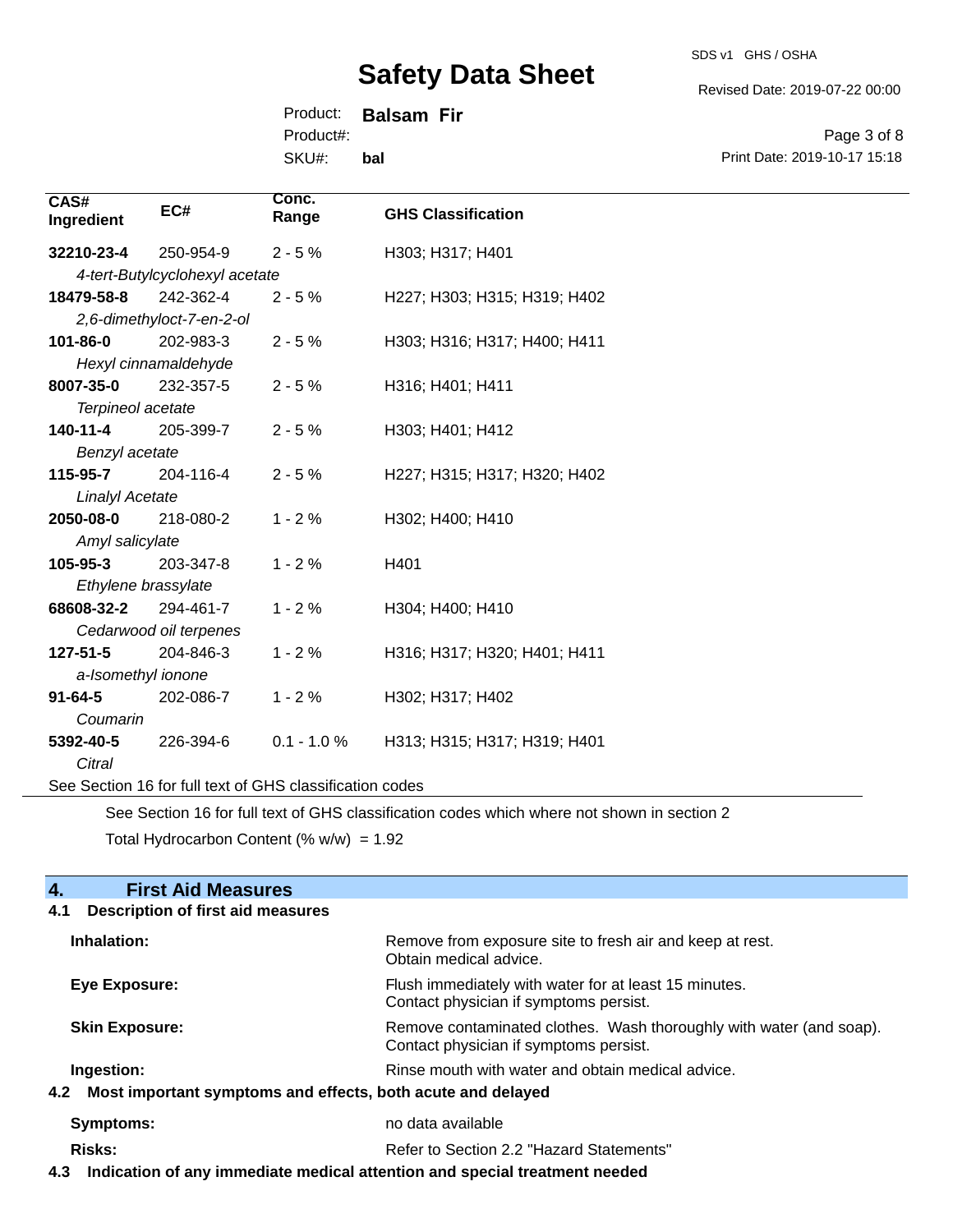| CAS# Ingredient | EC# | Conc. Range | GHS Classification |
|---|---|---|---|
| **32210-23-4** | 250-954-9 | 2 - 5 % | H303; H317; H401 |
| *4-tert-Butylcyclohexyl acetate* | | | |
| **18479-58-8** | 242-362-4 | 2 - 5 % | H227; H303; H315; H319; H402 |
| *2,6-dimethyloct-7-en-2-ol* | | | |
| **101-86-0** | 202-983-3 | 2 - 5 % | H303; H316; H317; H400; H411 |
| *Hexyl cinnamaldehyde* | | | |
| **8007-35-0** | 232-357-5 | 2 - 5 % | H316; H401; H411 |
| *Terpineol acetate* | | | |
| **140-11-4** | 205-399-7 | 2 - 5 % | H303; H401; H412 |
| *Benzyl acetate* | | | |
| **115-95-7** | 204-116-4 | 2 - 5 % | H227; H315; H317; H320; H402 |
| *Linalyl Acetate* | | | |
| **2050-08-0** | 218-080-2 | 1 - 2 % | H302; H400; H410 |
| *Amyl salicylate* | | | |
| **105-95-3** | 203-347-8 | 1 - 2 % | H401 |
| *Ethylene brassylate* | | | |
| **68608-32-2** | 294-461-7 | 1 - 2 % | H304; H400; H410 |
| *Cedarwood oil terpenes* | | | |
| **127-51-5** | 204-846-3 | 1 - 2 % | H316; H317; H320; H401; H411 |
| *a-Isomethyl ionone* | | | |
| **91-64-5** | 202-086-7 | 1 - 2 % | H302; H317; H402 |
| *Coumarin* | | | |
| **5392-40-5** | 226-394-6 | 0.1 - 1.0 % | H313; H315; H317; H319; H401 |
| *Citral* | | | |

See Section 16 for full text of GHS classification codes

See Section 16 for full text of GHS classification codes which where not shown in section 2

Total Hydrocarbon Content (% w/w) = 1.92

## 4. First Aid Measures

### 4.1 Description of first aid measures

**Inhalation:** Remove from exposure site to fresh air and keep at rest. Obtain medical advice.

**Eye Exposure:** Flush immediately with water for at least 15 minutes. Contact physician if symptoms persist.

**Skin Exposure:** Remove contaminated clothes. Wash thoroughly with water (and soap). Contact physician if symptoms persist.

**Ingestion:** Rinse mouth with water and obtain medical advice.

### 4.2 Most important symptoms and effects, both acute and delayed

**Symptoms:** no data available

**Risks:** Refer to Section 2.2 "Hazard Statements"

### 4.3 Indication of any immediate medical attention and special treatment needed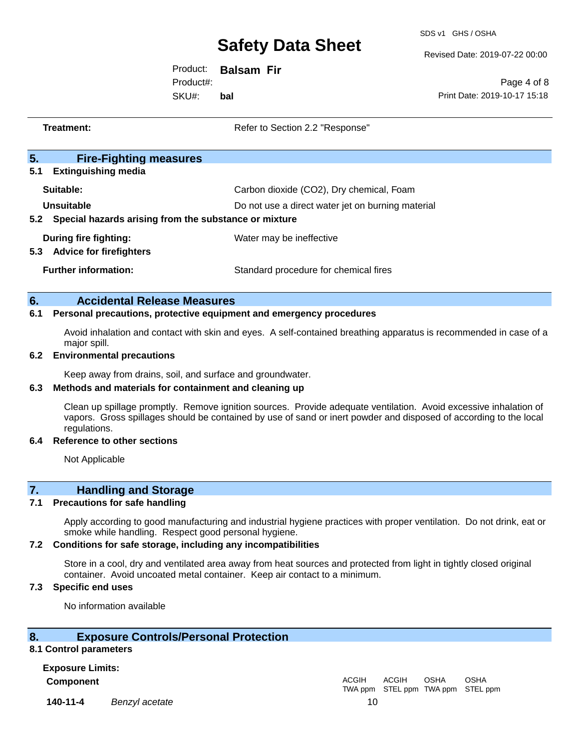**Treatment:** Refer to Section 2.2 "Response"

## 5. Fire-Fighting measures

### 5.1 Extinguishing media

**Suitable:** Carbon dioxide ($CO_2$), Dry chemical, Foam

**Unsuitable** Do not use a direct water jet on burning material

### 5.2 Special hazards arising from the substance or mixture

**During fire fighting:** Water may be ineffective

### 5.3 Advice for firefighters

**Further information:** Standard procedure for chemical fires

## 6. Accidental Release Measures

### 6.1 Personal precautions, protective equipment and emergency procedures

Avoid inhalation and contact with skin and eyes. A self-contained breathing apparatus is recommended in case of a major spill.

### 6.2 Environmental precautions

Keep away from drains, soil, and surface and groundwater.

### 6.3 Methods and materials for containment and cleaning up

Clean up spillage promptly. Remove ignition sources. Provide adequate ventilation. Avoid excessive inhalation of vapors. Gross spillages should be contained by use of sand or inert powder and disposed of according to the local regulations.

### 6.4 Reference to other sections

Not Applicable

## 7. Handling and Storage

### 7.1 Precautions for safe handling

Apply according to good manufacturing and industrial hygiene practices with proper ventilation. Do not drink, eat or smoke while handling. Respect good personal hygiene.

### 7.2 Conditions for safe storage, including any incompatibilities

Store in a cool, dry and ventilated area away from heat sources and protected from light in tightly closed original container. Avoid uncoated metal container. Keep air contact to a minimum.

### 7.3 Specific end uses

No information available

## 8. Exposure Controls/Personal Protection

### 8.1 Control parameters

**Exposure Limits:**

| Component | | ACGIH TWA ppm | ACGIH STEL ppm | OSHA TWA ppm | OSHA STEL ppm |
|---|---|---|---|---|---|
| **140-11-4** | *Benzyl acetate* | 10 | | | |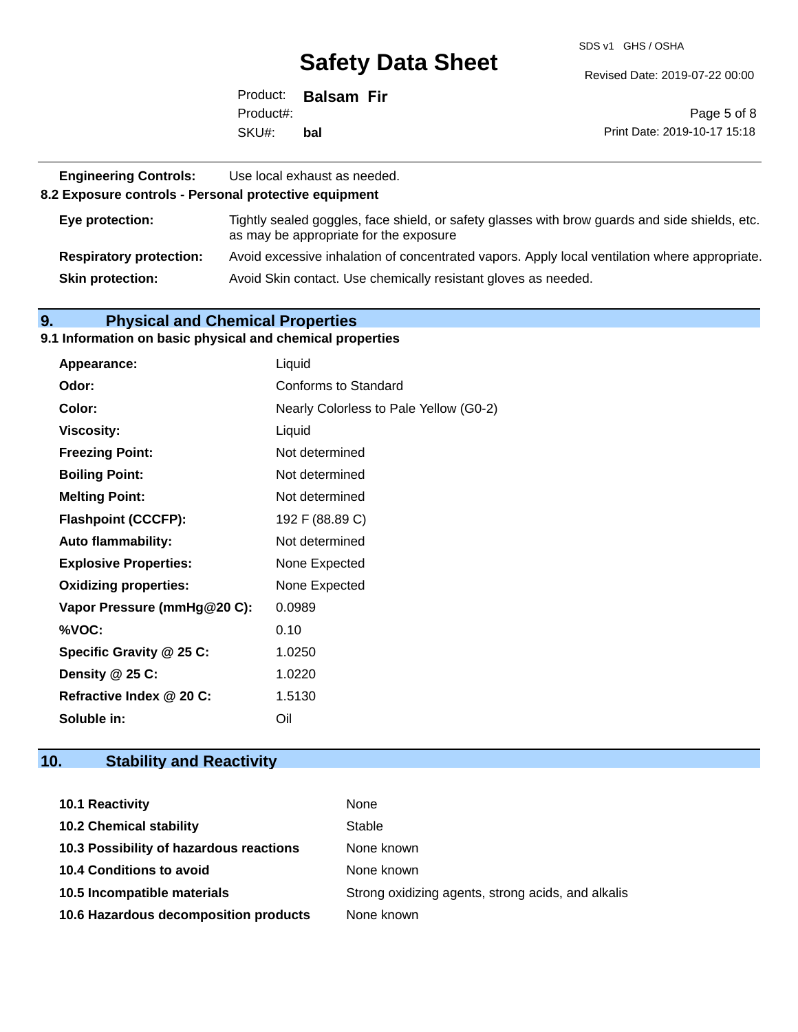| | |
|---|---|
| **Engineering Controls:** | Use local exhaust as needed. |

**8.2 Exposure controls - Personal protective equipment**

| | |
|---|---|
| **Eye protection:** | Tightly sealed goggles, face shield, or safety glasses with brow guards and side shields, etc. as may be appropriate for the exposure |
| **Respiratory protection:** | Avoid excessive inhalation of concentrated vapors. Apply local ventilation where appropriate. |
| **Skin protection:** | Avoid Skin contact. Use chemically resistant gloves as needed. |

## 9. Physical and Chemical Properties

### 9.1 Information on basic physical and chemical properties

| | |
|---|---|
| **Appearance:** | Liquid |
| **Odor:** | Conforms to Standard |
| **Color:** | Nearly Colorless to Pale Yellow (G0-2) |
| **Viscosity:** | Liquid |
| **Freezing Point:** | Not determined |
| **Boiling Point:** | Not determined |
| **Melting Point:** | Not determined |
| **Flashpoint (CCCFP):** | 192 F (88.89 C) |
| **Auto flammability:** | Not determined |
| **Explosive Properties:** | None Expected |
| **Oxidizing properties:** | None Expected |
| **Vapor Pressure (mmHg@20 C):** | 0.0989 |
| **%VOC:** | 0.10 |
| **Specific Gravity @ 25 C:** | 1.0250 |
| **Density @ 25 C:** | 1.0220 |
| **Refractive Index @ 20 C:** | 1.5130 |
| **Soluble in:** | Oil |

## 10. Stability and Reactivity

| | |
|---|---|
| **10.1 Reactivity** | None |
| **10.2 Chemical stability** | Stable |
| **10.3 Possibility of hazardous reactions** | None known |
| **10.4 Conditions to avoid** | None known |
| **10.5 Incompatible materials** | Strong oxidizing agents, strong acids, and alkalis |
| **10.6 Hazardous decomposition products** | None known |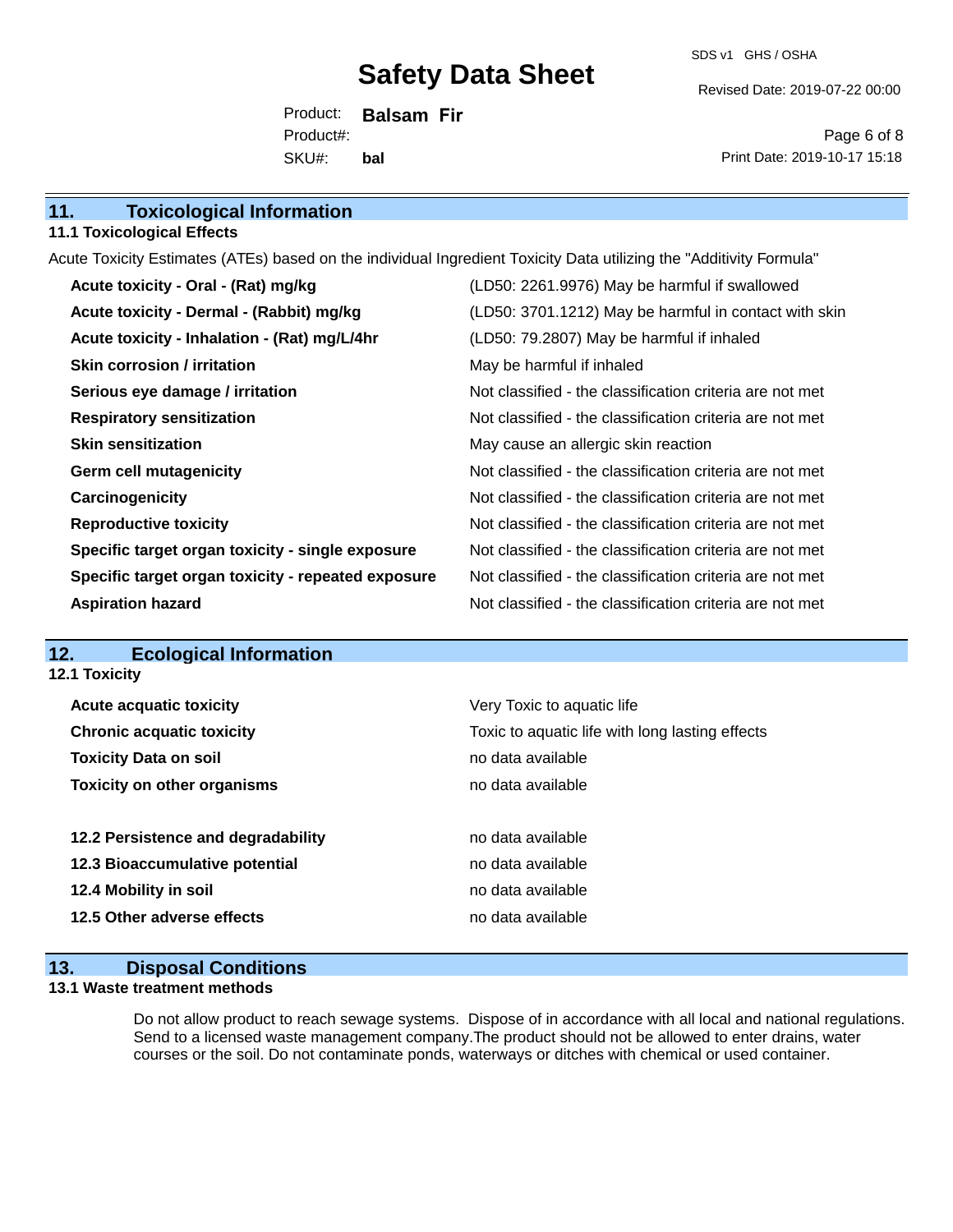## 11. Toxicological Information

### 11.1 Toxicological Effects

Acute Toxicity Estimates (ATEs) based on the individual Ingredient Toxicity Data utilizing the "Additivity Formula"

| | |
|---|---|
| **Acute toxicity - Oral - (Rat) mg/kg** | (LD50: 2261.9976) May be harmful if swallowed |
| **Acute toxicity - Dermal - (Rabbit) mg/kg** | (LD50: 3701.1212) May be harmful in contact with skin |
| **Acute toxicity - Inhalation - (Rat) mg/L/4hr** | (LD50: 79.2807) May be harmful if inhaled |
| **Skin corrosion / irritation** | May be harmful if inhaled |
| **Serious eye damage / irritation** | Not classified - the classification criteria are not met |
| **Respiratory sensitization** | Not classified - the classification criteria are not met |
| **Skin sensitization** | May cause an allergic skin reaction |
| **Germ cell mutagenicity** | Not classified - the classification criteria are not met |
| **Carcinogenicity** | Not classified - the classification criteria are not met |
| **Reproductive toxicity** | Not classified - the classification criteria are not met |
| **Specific target organ toxicity - single exposure** | Not classified - the classification criteria are not met |
| **Specific target organ toxicity - repeated exposure** | Not classified - the classification criteria are not met |
| **Aspiration hazard** | Not classified - the classification criteria are not met |

## 12. Ecological Information

### 12.1 Toxicity

| | |
|---|---|
| **Acute acquatic toxicity** | Very Toxic to aquatic life |
| **Chronic acquatic toxicity** | Toxic to aquatic life with long lasting effects |
| **Toxicity Data on soil** | no data available |
| **Toxicity on other organisms** | no data available |
| **12.2 Persistence and degradability** | no data available |
| **12.3 Bioaccumulative potential** | no data available |
| **12.4 Mobility in soil** | no data available |
| **12.5 Other adverse effects** | no data available |

## 13. Disposal Conditions

### 13.1 Waste treatment methods

Do not allow product to reach sewage systems. Dispose of in accordance with all local and national regulations. Send to a licensed waste management company.The product should not be allowed to enter drains, water courses or the soil. Do not contaminate ponds, waterways or ditches with chemical or used container.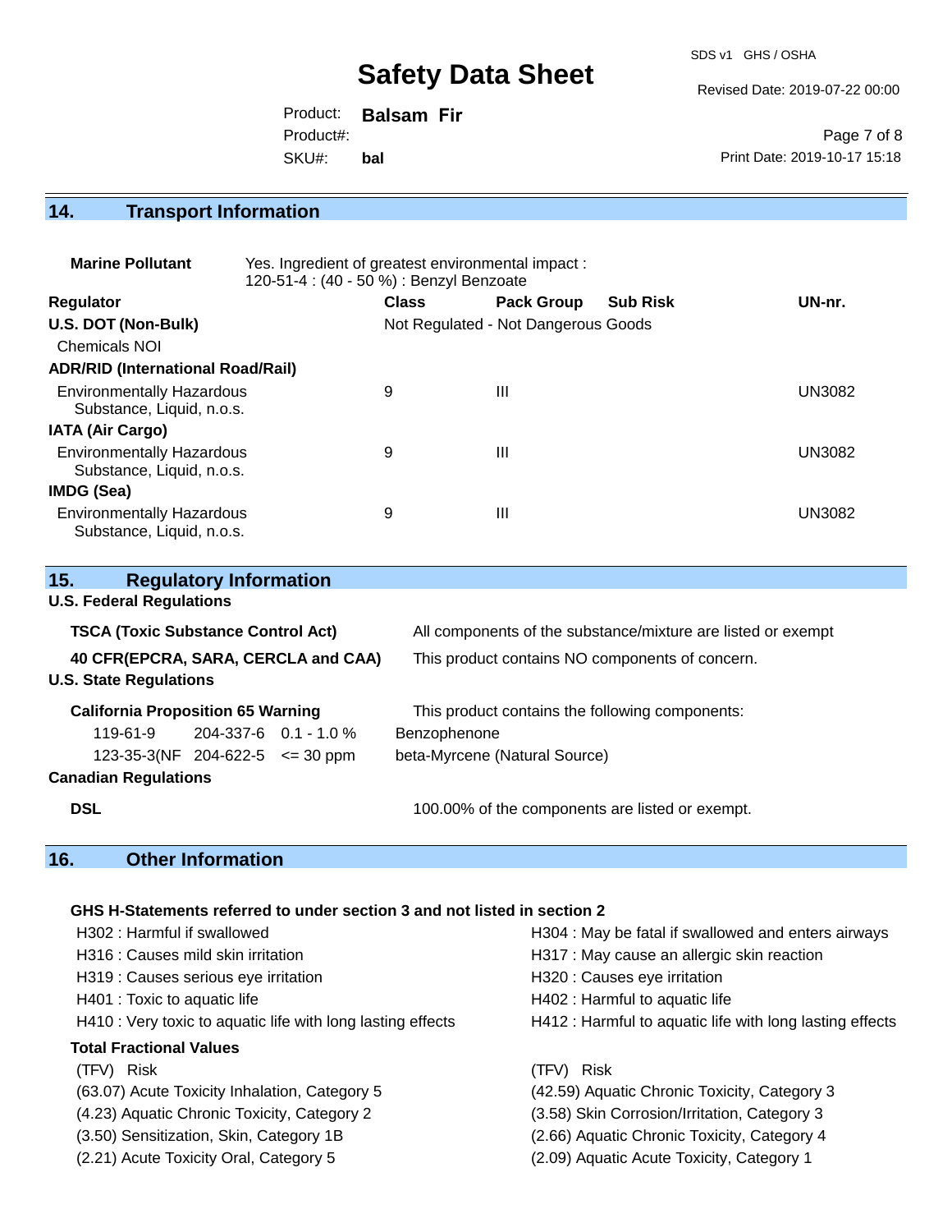## 14. Transport Information

**Marine Pollutant** Yes. Ingredient of greatest environmental impact : 120-51-4 : (40 - 50 %) : Benzyl Benzoate

| Regulator | Class | Pack Group | Sub Risk | UN-nr. |
|---|---|---|---|---|
| **U.S. DOT (Non-Bulk)** | Not Regulated - Not Dangerous Goods | | | |
| Chemicals NOI | | | | |
| **ADR/RID (International Road/Rail)** | | | | |
| Environmentally Hazardous Substance, Liquid, n.o.s. | 9 | III | | UN3082 |
| **IATA (Air Cargo)** | | | | |
| Environmentally Hazardous Substance, Liquid, n.o.s. | 9 | III | | UN3082 |
| **IMDG (Sea)** | | | | |
| Environmentally Hazardous Substance, Liquid, n.o.s. | 9 | III | | UN3082 |

## 15. Regulatory Information

**U.S. Federal Regulations**

**TSCA (Toxic Substance Control Act)** All components of the substance/mixture are listed or exempt

**40 CFR(EPCRA, SARA, CERCLA and CAA)** This product contains NO components of concern.

**U.S. State Regulations**

**California Proposition 65 Warning** This product contains the following components:

| | | | |
|---|---|---|---|
| 119-61-9 | 204-337-6 | 0.1 - 1.0 % | Benzophenone |
| 123-35-3(NF | 204-622-5 | <= 30 ppm | beta-Myrcene (Natural Source) |

**Canadian Regulations**

**DSL** 100.00% of the components are listed or exempt.

## 16. Other Information

**GHS H-Statements referred to under section 3 and not listed in section 2**

H302 : Harmful if swallowed
H304 : May be fatal if swallowed and enters airways
H316 : Causes mild skin irritation
H317 : May cause an allergic skin reaction
H319 : Causes serious eye irritation
H320 : Causes eye irritation
H401 : Toxic to aquatic life
H402 : Harmful to aquatic life
H410 : Very toxic to aquatic life with long lasting effects
H412 : Harmful to aquatic life with long lasting effects

**Total Fractional Values**

| (TFV) Risk | (TFV) Risk |
|---|---|
| (63.07) Acute Toxicity Inhalation, Category 5 | (42.59) Aquatic Chronic Toxicity, Category 3 |
| (4.23) Aquatic Chronic Toxicity, Category 2 | (3.58) Skin Corrosion/Irritation, Category 3 |
| (3.50) Sensitization, Skin, Category 1B | (2.66) Aquatic Chronic Toxicity, Category 4 |
| (2.21) Acute Toxicity Oral, Category 5 | (2.09) Aquatic Acute Toxicity, Category 1 |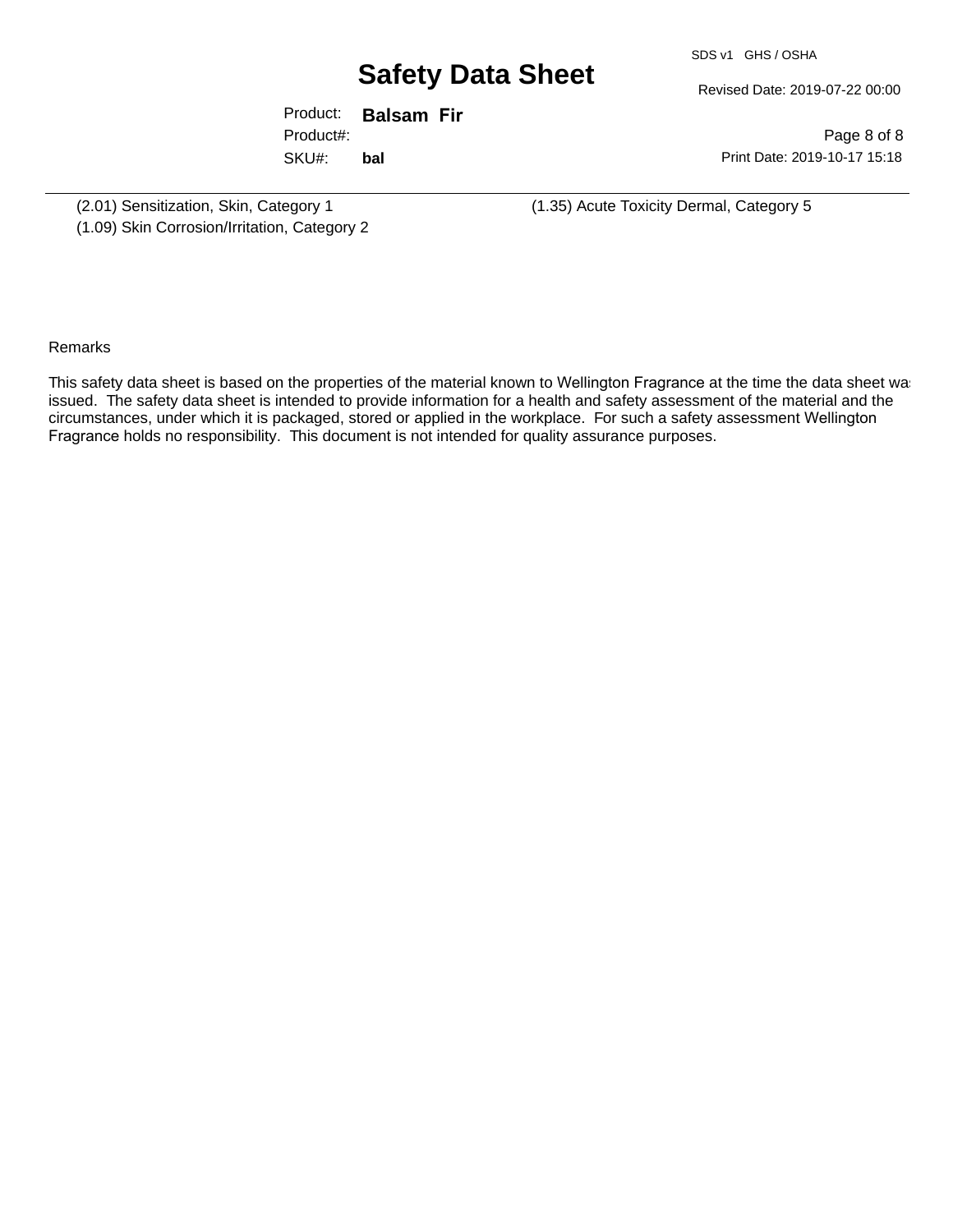(2.01) Sensitization, Skin, Category 1

(1.09) Skin Corrosion/Irritation, Category 2

(1.35) Acute Toxicity Dermal, Category 5

Remarks

This safety data sheet is based on the properties of the material known to Wellington Fragrance at the time the data sheet was issued. The safety data sheet is intended to provide information for a health and safety assessment of the material and the circumstances, under which it is packaged, stored or applied in the workplace. For such a safety assessment Wellington Fragrance holds no responsibility. This document is not intended for quality assurance purposes.